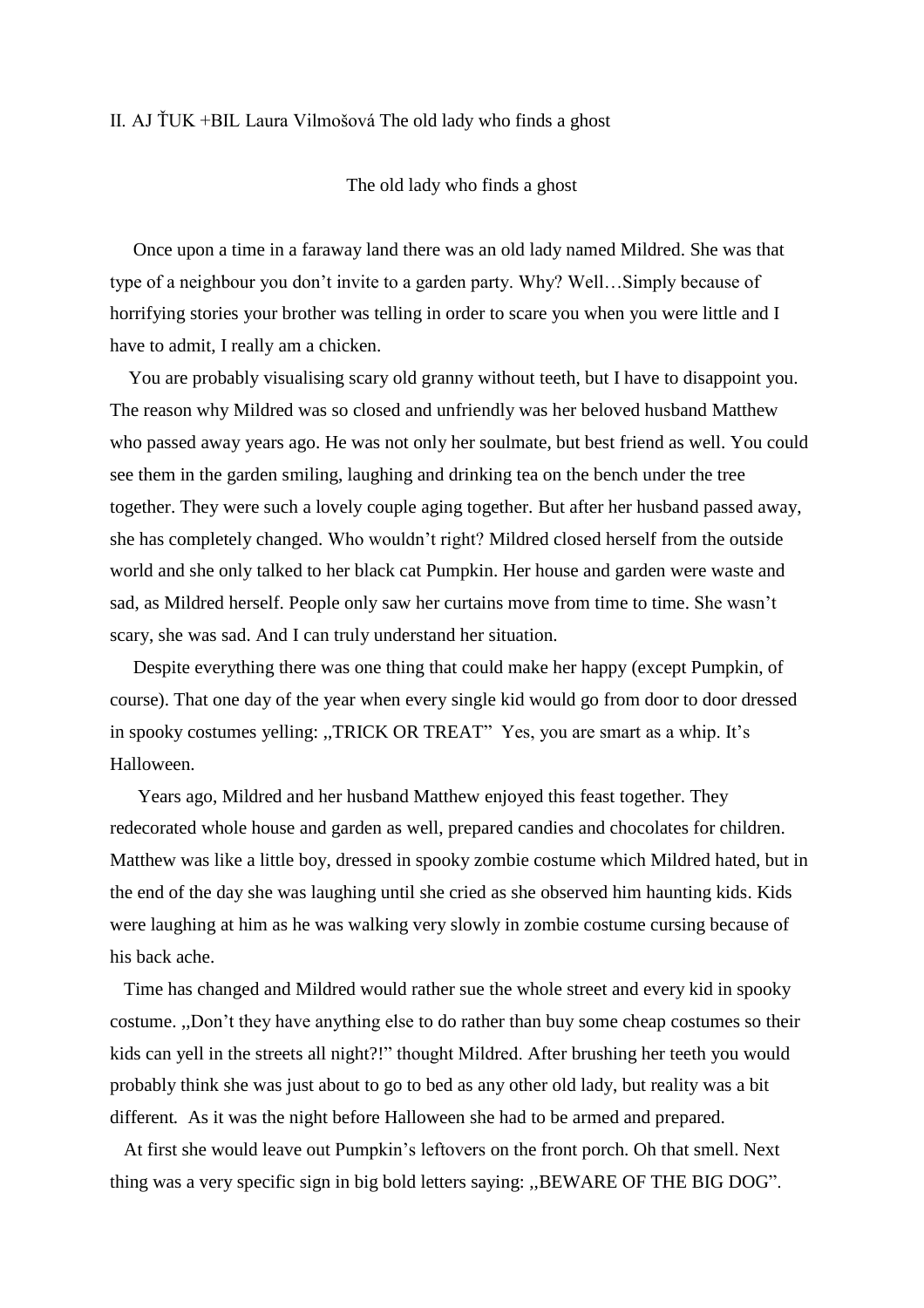II. AJ ŤUK +BIL Laura Vilmošová The old lady who finds a ghost

# The old lady who finds a ghost

Once upon a time in a faraway land there was an old lady named Mildred. She was that type of a neighbour you don't invite to a garden party. Why? Well…Simply because of horrifying stories your brother was telling in order to scare you when you were little and I have to admit, I really am a chicken.

You are probably visualising scary old granny without teeth, but I have to disappoint you. The reason why Mildred was so closed and unfriendly was her beloved husband Matthew who passed away years ago. He was not only her soulmate, but best friend as well. You could see them in the garden smiling, laughing and drinking tea on the bench under the tree together. They were such a lovely couple aging together. But after her husband passed away, she has completely changed. Who wouldn't right? Mildred closed herself from the outside world and she only talked to her black cat Pumpkin. Her house and garden were waste and sad, as Mildred herself. People only saw her curtains move from time to time. She wasn't scary, she was sad. And I can truly understand her situation.

Despite everything there was one thing that could make her happy (except Pumpkin, of course). That one day of the year when every single kid would go from door to door dressed in spooky costumes yelling: ,,TRICK OR TREAT" Yes, you are smart as a whip. It's Halloween.

Years ago, Mildred and her husband Matthew enjoyed this feast together. They redecorated whole house and garden as well, prepared candies and chocolates for children. Matthew was like a little boy, dressed in spooky zombie costume which Mildred hated, but in the end of the day she was laughing until she cried as she observed him haunting kids. Kids were laughing at him as he was walking very slowly in zombie costume cursing because of his back ache.

Time has changed and Mildred would rather sue the whole street and every kid in spooky costume. ,,Don't they have anything else to do rather than buy some cheap costumes so their kids can yell in the streets all night?!" thought Mildred. After brushing her teeth you would probably think she was just about to go to bed as any other old lady, but reality was a bit different. As it was the night before Halloween she had to be armed and prepared.

At first she would leave out Pumpkin's leftovers on the front porch. Oh that smell. Next thing was a very specific sign in big bold letters saying: ,,BEWARE OF THE BIG DOG".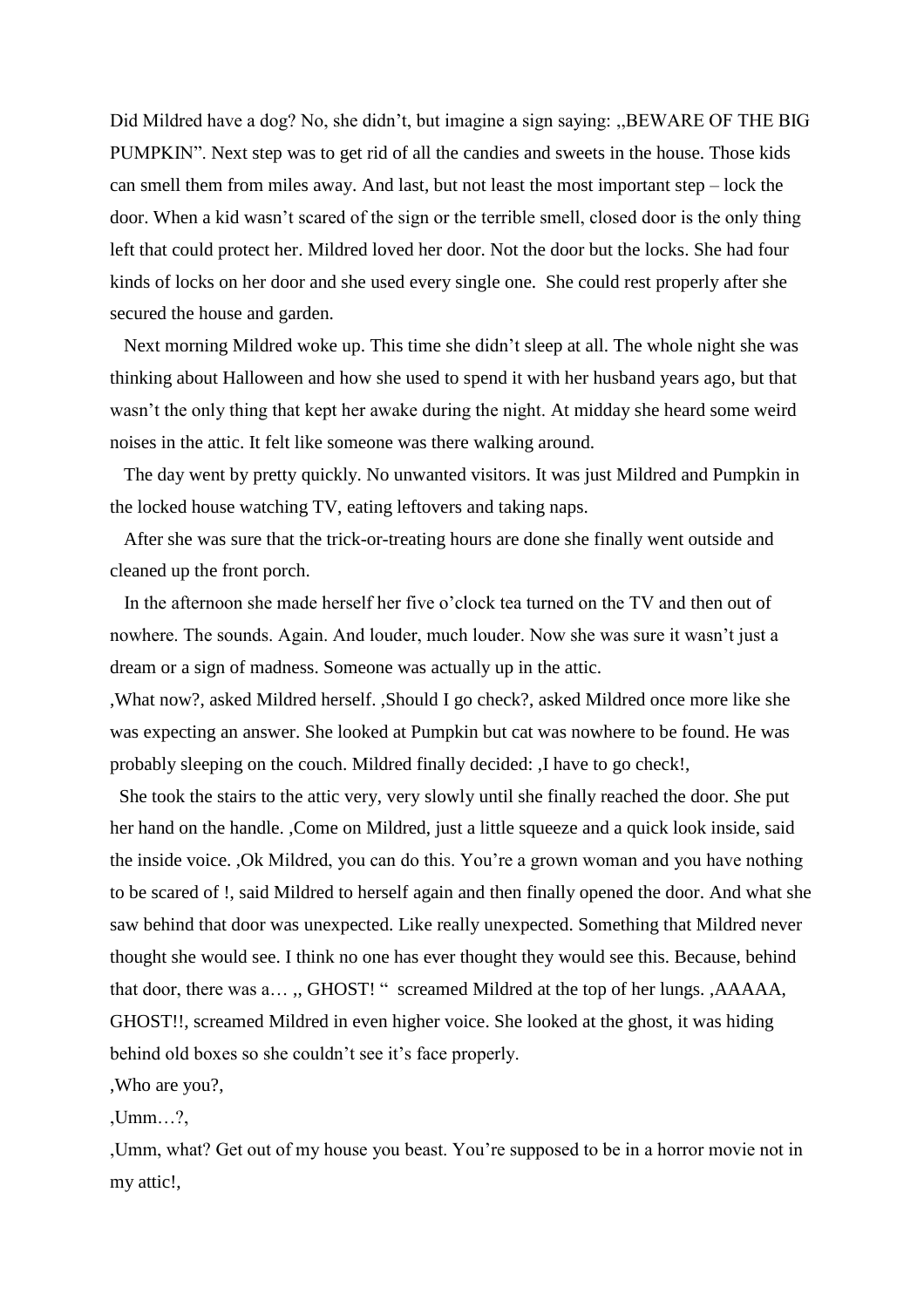Did Mildred have a dog? No, she didn’t, but imagine a sign saying: ,,BEWARE OF THE BIG PUMPKIN”. Next step was to get rid of all the candies and sweets in the house. Those kids can smell them from miles away. And last, but not least the most important step – lock the door. When a kid wasn’t scared of the sign or the terrible smell, closed door is the only thing left that could protect her. Mildred loved her door. Not the door but the locks. She had four kinds of locks on her door and she used every single one. She could rest properly after she secured the house and garden.

Next morning Mildred woke up. This time she didn’t sleep at all. The whole night she was thinking about Halloween and how she used to spend it with her husband years ago, but that wasn’t the only thing that kept her awake during the night. At midday she heard some weird noises in the attic. It felt like someone was there walking around.

The day went by pretty quickly. No unwanted visitors. It was just Mildred and Pumpkin in the locked house watching TV, eating leftovers and taking naps.

After she was sure that the trick-or-treating hours are done she finally went outside and cleaned up the front porch.

In the afternoon she made herself her five o’clock tea turned on the TV and then out of nowhere. The sounds. Again. And louder, much louder. Now she was sure it wasn’t just a dream or a sign of madness. Someone was actually up in the attic.

‚What now?, asked Mildred herself. ‚Should I go check?, asked Mildred once more like she was expecting an answer. She looked at Pumpkin but cat was nowhere to be found. He was probably sleeping on the couch. Mildred finally decided: ‚I have to go check!,

She took the stairs to the attic very, very slowly until she finally reached the door. *S*he put her hand on the handle. ‚Come on Mildred, just a little squeeze and a quick look inside, said the inside voice. ‚Ok Mildred, you can do this. You’re a grown woman and you have nothing to be scared of !, said Mildred to herself again and then finally opened the door. And what she saw behind that door was unexpected. Like really unexpected. Something that Mildred never thought she would see. I think no one has ever thought they would see this. Because, behind that door, there was a… ,, GHOST! “ screamed Mildred at the top of her lungs. ‚AAAAA, GHOST!!, screamed Mildred in even higher voice. She looked at the ghost, it was hiding behind old boxes so she couldn’t see it’s face properly.

‚Who are you?,

‚Umm…?,

‚Umm, what? Get out of my house you beast. You’re supposed to be in a horror movie not in my attic!,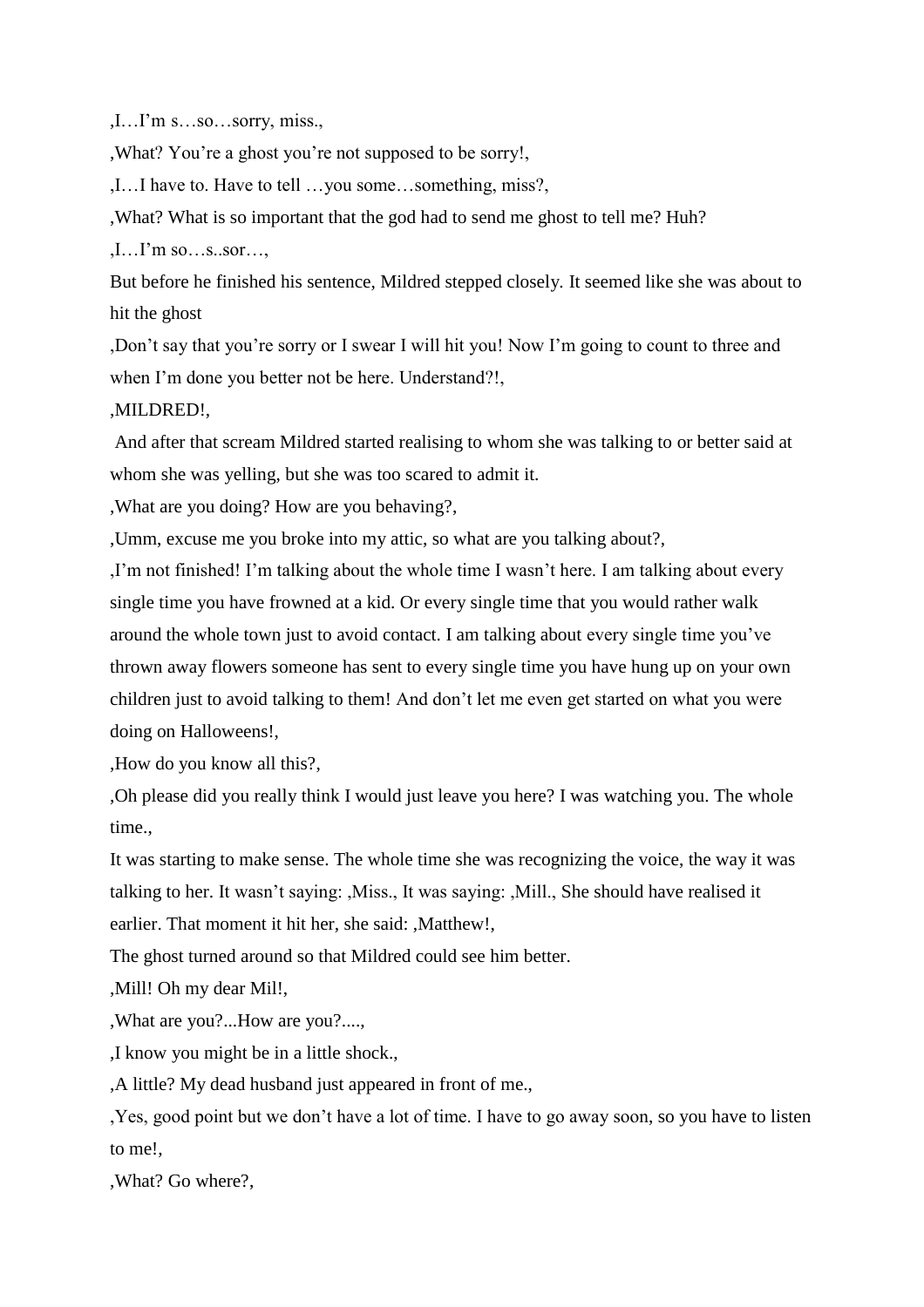,I…I'm s…so…sorry, miss.,

,What? You're a ghost you're not supposed to be sorry!,

,I…I have to. Have to tell …you some…something, miss?,

,What? What is so important that the god had to send me ghost to tell me? Huh?

,I…I'm so…s..sor…,

But before he finished his sentence, Mildred stepped closely. It seemed like she was about to hit the ghost

,Don't say that you're sorry or I swear I will hit you! Now I'm going to count to three and when I'm done you better not be here. Understand?!,

,MILDRED!,

And after that scream Mildred started realising to whom she was talking to or better said at whom she was yelling, but she was too scared to admit it.

,What are you doing? How are you behaving?,

,Umm, excuse me you broke into my attic, so what are you talking about?,

,I'm not finished! I'm talking about the whole time I wasn't here. I am talking about every single time you have frowned at a kid. Or every single time that you would rather walk around the whole town just to avoid contact. I am talking about every single time you've thrown away flowers someone has sent to every single time you have hung up on your own children just to avoid talking to them! And don't let me even get started on what you were doing on Halloweens!,

,How do you know all this?,

,Oh please did you really think I would just leave you here? I was watching you. The whole time.,

It was starting to make sense. The whole time she was recognizing the voice, the way it was talking to her. It wasn't saying: ,Miss., It was saying: ,Mill., She should have realised it earlier. That moment it hit her, she said: ,Matthew!,

The ghost turned around so that Mildred could see him better.

,Mill! Oh my dear Mil!,

,What are you?...How are you?....,

,I know you might be in a little shock.,

,A little? My dead husband just appeared in front of me.,

,Yes, good point but we don't have a lot of time. I have to go away soon, so you have to listen to me!,

,What? Go where?,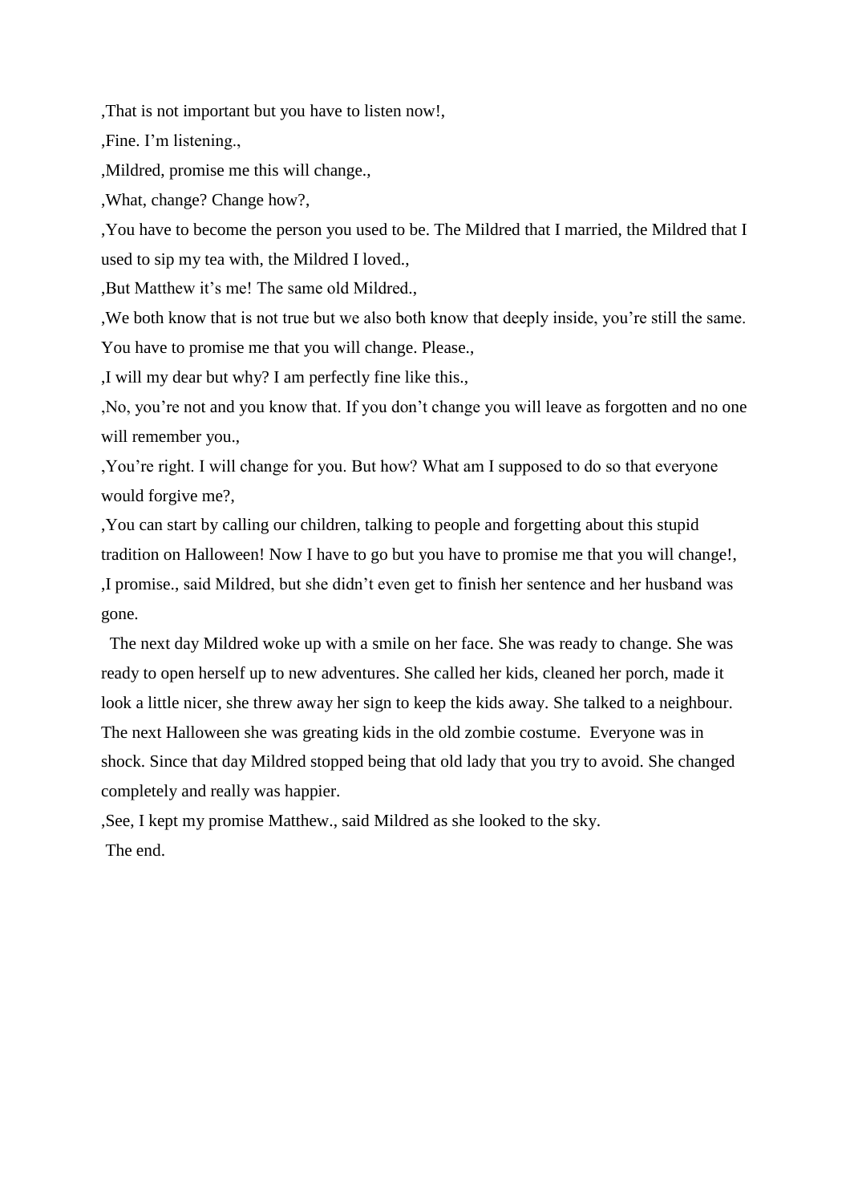,That is not important but you have to listen now!,

,Fine. I'm listening.,

,Mildred, promise me this will change.,

,What, change? Change how?,

,You have to become the person you used to be. The Mildred that I married, the Mildred that I used to sip my tea with, the Mildred I loved.,

,But Matthew it's me! The same old Mildred.,

,We both know that is not true but we also both know that deeply inside, you're still the same. You have to promise me that you will change. Please.,

,I will my dear but why? I am perfectly fine like this.,

,No, you're not and you know that. If you don't change you will leave as forgotten and no one will remember you.,

,You're right. I will change for you. But how? What am I supposed to do so that everyone would forgive me?,

,You can start by calling our children, talking to people and forgetting about this stupid tradition on Halloween! Now I have to go but you have to promise me that you will change!,
,I promise., said Mildred, but she didn't even get to finish her sentence and her husband was gone.

The next day Mildred woke up with a smile on her face. She was ready to change. She was ready to open herself up to new adventures. She called her kids, cleaned her porch, made it look a little nicer, she threw away her sign to keep the kids away. She talked to a neighbour. The next Halloween she was greating kids in the old zombie costume. Everyone was in shock. Since that day Mildred stopped being that old lady that you try to avoid. She changed completely and really was happier.

,See, I kept my promise Matthew., said Mildred as she looked to the sky.

The end.